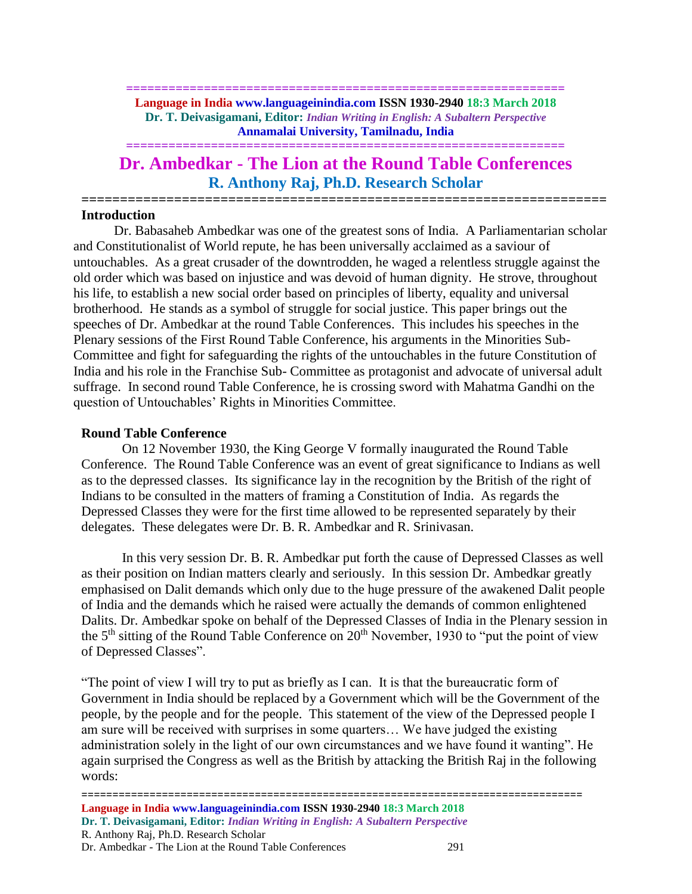# Dr. Ambedkar - The Lion at the Round Table Conferences

## R. Anthony Raj, Ph.D. Research Scholar

### Introduction

Dr. Babasaheb Ambedkar was one of the greatest sons of India. A Parliamentarian scholar and Constitutionalist of World repute, he has been universally acclaimed as a saviour of untouchables. As a great crusader of the downtrodden, he waged a relentless struggle against the old order which was based on injustice and was devoid of human dignity. He strove, throughout his life, to establish a new social order based on principles of liberty, equality and universal brotherhood. He stands as a symbol of struggle for social justice. This paper brings out the speeches of Dr. Ambedkar at the round Table Conferences. This includes his speeches in the Plenary sessions of the First Round Table Conference, his arguments in the Minorities Sub-Committee and fight for safeguarding the rights of the untouchables in the future Constitution of India and his role in the Franchise Sub- Committee as protagonist and advocate of universal adult suffrage. In second round Table Conference, he is crossing sword with Mahatma Gandhi on the question of Untouchables' Rights in Minorities Committee.

### Round Table Conference

On 12 November 1930, the King George V formally inaugurated the Round Table Conference. The Round Table Conference was an event of great significance to Indians as well as to the depressed classes. Its significance lay in the recognition by the British of the right of Indians to be consulted in the matters of framing a Constitution of India. As regards the Depressed Classes they were for the first time allowed to be represented separately by their delegates. These delegates were Dr. B. R. Ambedkar and R. Srinivasan.

In this very session Dr. B. R. Ambedkar put forth the cause of Depressed Classes as well as their position on Indian matters clearly and seriously. In this session Dr. Ambedkar greatly emphasised on Dalit demands which only due to the huge pressure of the awakened Dalit people of India and the demands which he raised were actually the demands of common enlightened Dalits. Dr. Ambedkar spoke on behalf of the Depressed Classes of India in the Plenary session in the 5th sitting of the Round Table Conference on 20th November, 1930 to "put the point of view of Depressed Classes".

"The point of view I will try to put as briefly as I can. It is that the bureaucratic form of Government in India should be replaced by a Government which will be the Government of the people, by the people and for the people. This statement of the view of the Depressed people I am sure will be received with surprises in some quarters… We have judged the existing administration solely in the light of our own circumstances and we have found it wanting". He again surprised the Congress as well as the British by attacking the British Raj in the following words: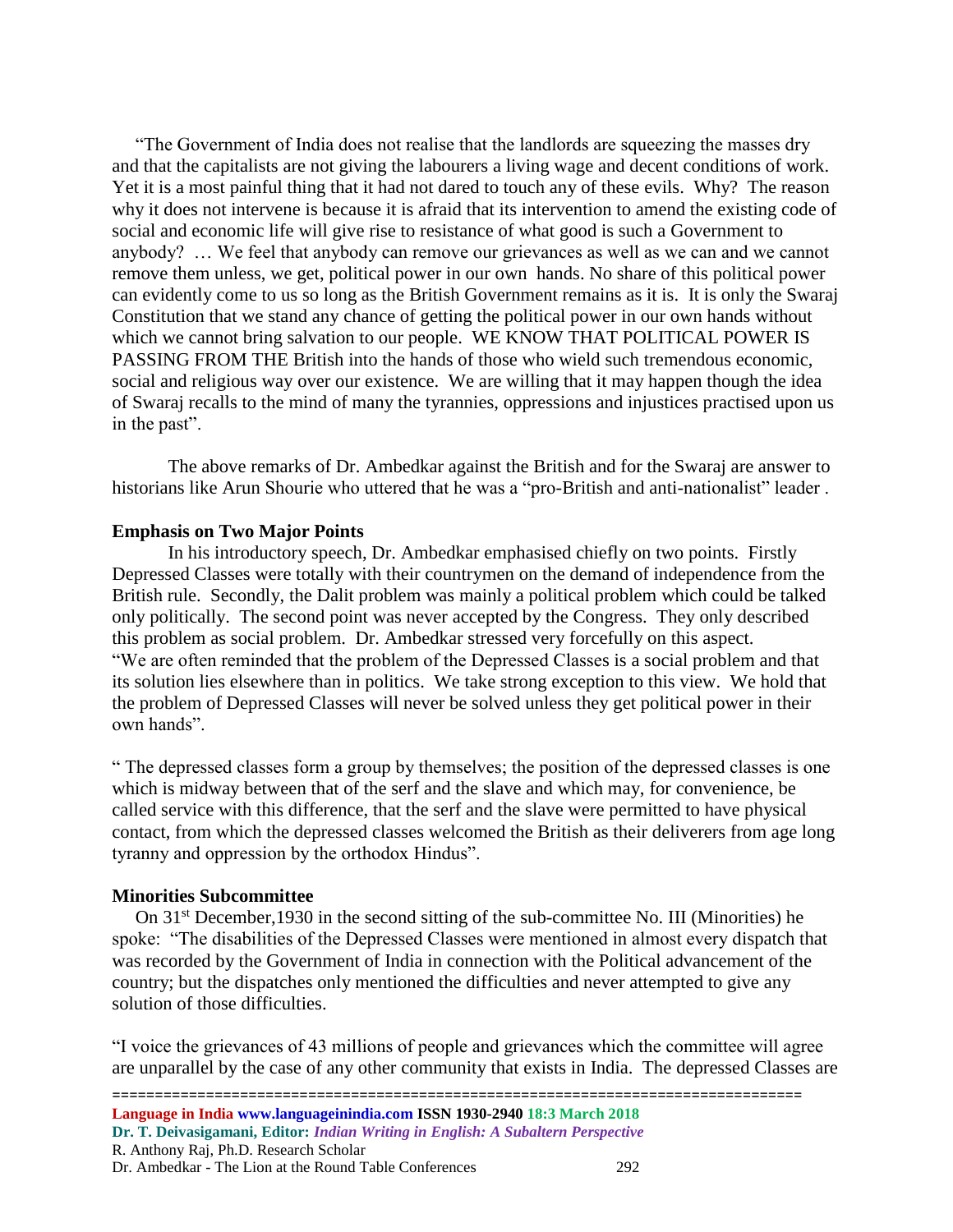"The Government of India does not realise that the landlords are squeezing the masses dry and that the capitalists are not giving the labourers a living wage and decent conditions of work. Yet it is a most painful thing that it had not dared to touch any of these evils. Why? The reason why it does not intervene is because it is afraid that its intervention to amend the existing code of social and economic life will give rise to resistance of what good is such a Government to anybody? … We feel that anybody can remove our grievances as well as we can and we cannot remove them unless, we get, political power in our own hands. No share of this political power can evidently come to us so long as the British Government remains as it is. It is only the Swaraj Constitution that we stand any chance of getting the political power in our own hands without which we cannot bring salvation to our people. WE KNOW THAT POLITICAL POWER IS PASSING FROM THE British into the hands of those who wield such tremendous economic, social and religious way over our existence. We are willing that it may happen though the idea of Swaraj recalls to the mind of many the tyrannies, oppressions and injustices practised upon us in the past".

The above remarks of Dr. Ambedkar against the British and for the Swaraj are answer to historians like Arun Shourie who uttered that he was a "pro-British and anti-nationalist" leader .

**Emphasis on Two Major Points**

In his introductory speech, Dr. Ambedkar emphasised chiefly on two points. Firstly Depressed Classes were totally with their countrymen on the demand of independence from the British rule. Secondly, the Dalit problem was mainly a political problem which could be talked only politically. The second point was never accepted by the Congress. They only described this problem as social problem. Dr. Ambedkar stressed very forcefully on this aspect. "We are often reminded that the problem of the Depressed Classes is a social problem and that its solution lies elsewhere than in politics. We take strong exception to this view. We hold that the problem of Depressed Classes will never be solved unless they get political power in their own hands".

" The depressed classes form a group by themselves; the position of the depressed classes is one which is midway between that of the serf and the slave and which may, for convenience, be called service with this difference, that the serf and the slave were permitted to have physical contact, from which the depressed classes welcomed the British as their deliverers from age long tyranny and oppression by the orthodox Hindus".

**Minorities Subcommittee**

On 31st December,1930 in the second sitting of the sub-committee No. III (Minorities) he spoke: "The disabilities of the Depressed Classes were mentioned in almost every dispatch that was recorded by the Government of India in connection with the Political advancement of the country; but the dispatches only mentioned the difficulties and never attempted to give any solution of those difficulties.

"I voice the grievances of 43 millions of people and grievances which the committee will agree are unparallel by the case of any other community that exists in India. The depressed Classes are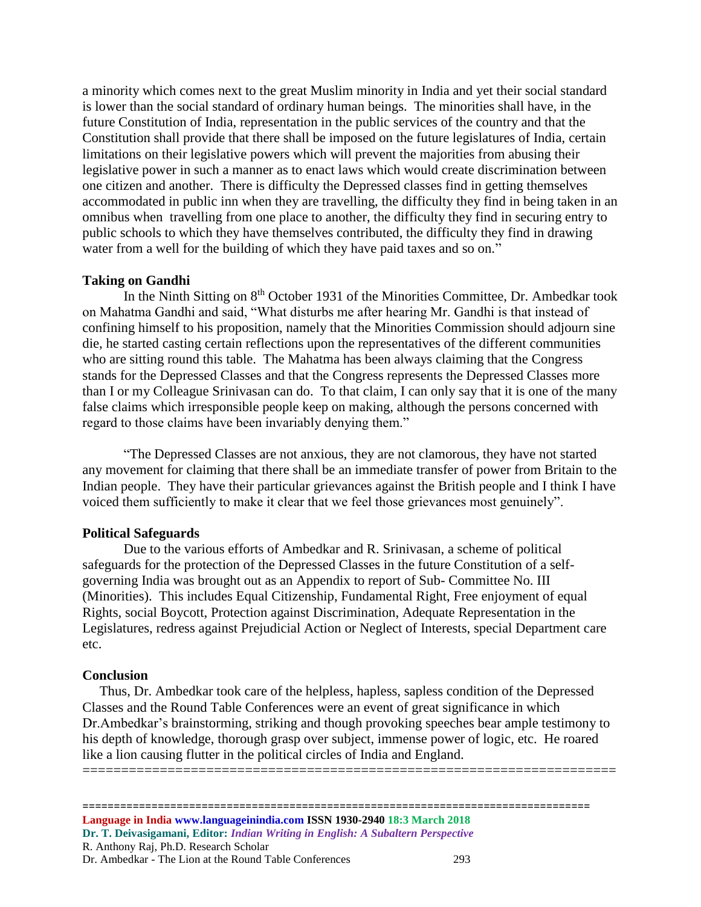a minority which comes next to the great Muslim minority in India and yet their social standard is lower than the social standard of ordinary human beings. The minorities shall have, in the future Constitution of India, representation in the public services of the country and that the Constitution shall provide that there shall be imposed on the future legislatures of India, certain limitations on their legislative powers which will prevent the majorities from abusing their legislative power in such a manner as to enact laws which would create discrimination between one citizen and another. There is difficulty the Depressed classes find in getting themselves accommodated in public inn when they are travelling, the difficulty they find in being taken in an omnibus when travelling from one place to another, the difficulty they find in securing entry to public schools to which they have themselves contributed, the difficulty they find in drawing water from a well for the building of which they have paid taxes and so on."

**Taking on Gandhi**

In the Ninth Sitting on 8th October 1931 of the Minorities Committee, Dr. Ambedkar took on Mahatma Gandhi and said, "What disturbs me after hearing Mr. Gandhi is that instead of confining himself to his proposition, namely that the Minorities Commission should adjourn sine die, he started casting certain reflections upon the representatives of the different communities who are sitting round this table. The Mahatma has been always claiming that the Congress stands for the Depressed Classes and that the Congress represents the Depressed Classes more than I or my Colleague Srinivasan can do. To that claim, I can only say that it is one of the many false claims which irresponsible people keep on making, although the persons concerned with regard to those claims have been invariably denying them."

"The Depressed Classes are not anxious, they are not clamorous, they have not started any movement for claiming that there shall be an immediate transfer of power from Britain to the Indian people. They have their particular grievances against the British people and I think I have voiced them sufficiently to make it clear that we feel those grievances most genuinely".

**Political Safeguards**

Due to the various efforts of Ambedkar and R. Srinivasan, a scheme of political safeguards for the protection of the Depressed Classes in the future Constitution of a self-governing India was brought out as an Appendix to report of Sub- Committee No. III (Minorities). This includes Equal Citizenship, Fundamental Right, Free enjoyment of equal Rights, social Boycott, Protection against Discrimination, Adequate Representation in the Legislatures, redress against Prejudicial Action or Neglect of Interests, special Department care etc.

**Conclusion**

Thus, Dr. Ambedkar took care of the helpless, hapless, sapless condition of the Depressed Classes and the Round Table Conferences were an event of great significance in which Dr.Ambedkar's brainstorming, striking and though provoking speeches bear ample testimony to his depth of knowledge, thorough grasp over subject, immense power of logic, etc. He roared like a lion causing flutter in the political circles of India and England.

=====================================================================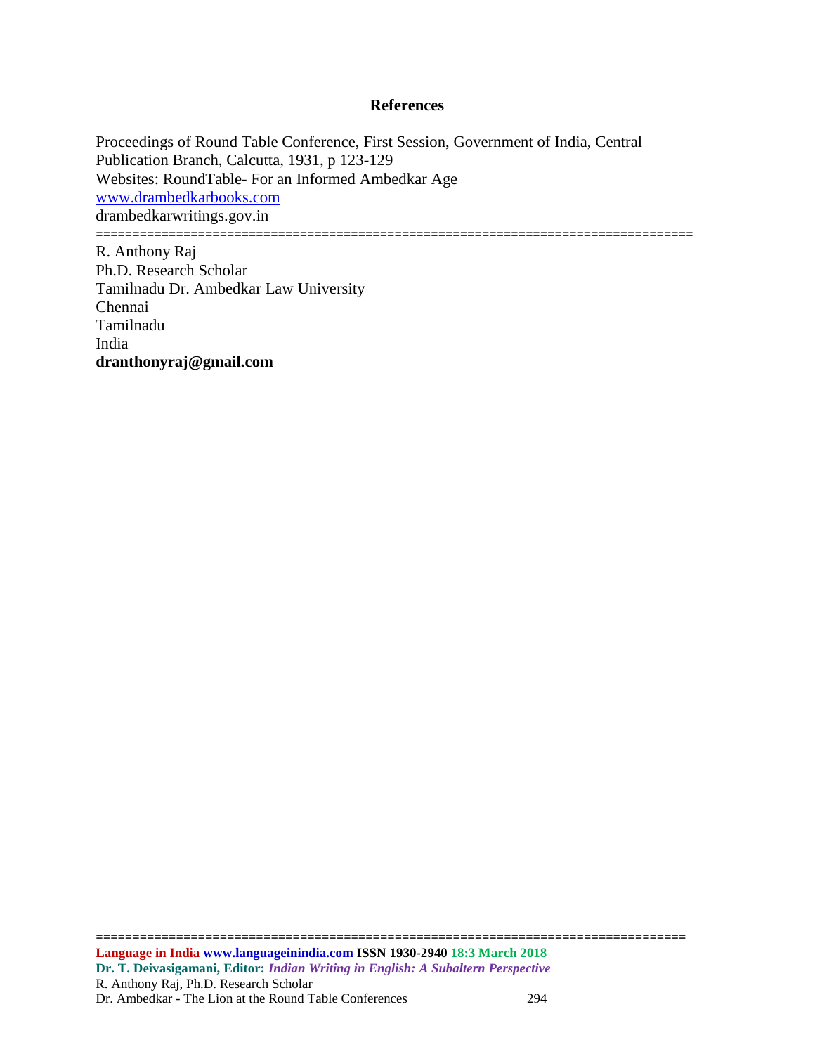## References

Proceedings of Round Table Conference, First Session, Government of India, Central Publication Branch, Calcutta, 1931, p 123-129

Websites: RoundTable- For an Informed Ambedkar Age

www.drambedkarbooks.com

drambedkarwritings.gov.in

================================================================================

R. Anthony Raj
Ph.D. Research Scholar
Tamilnadu Dr. Ambedkar Law University
Chennai
Tamilnadu
India
**dranthonyraj@gmail.com**